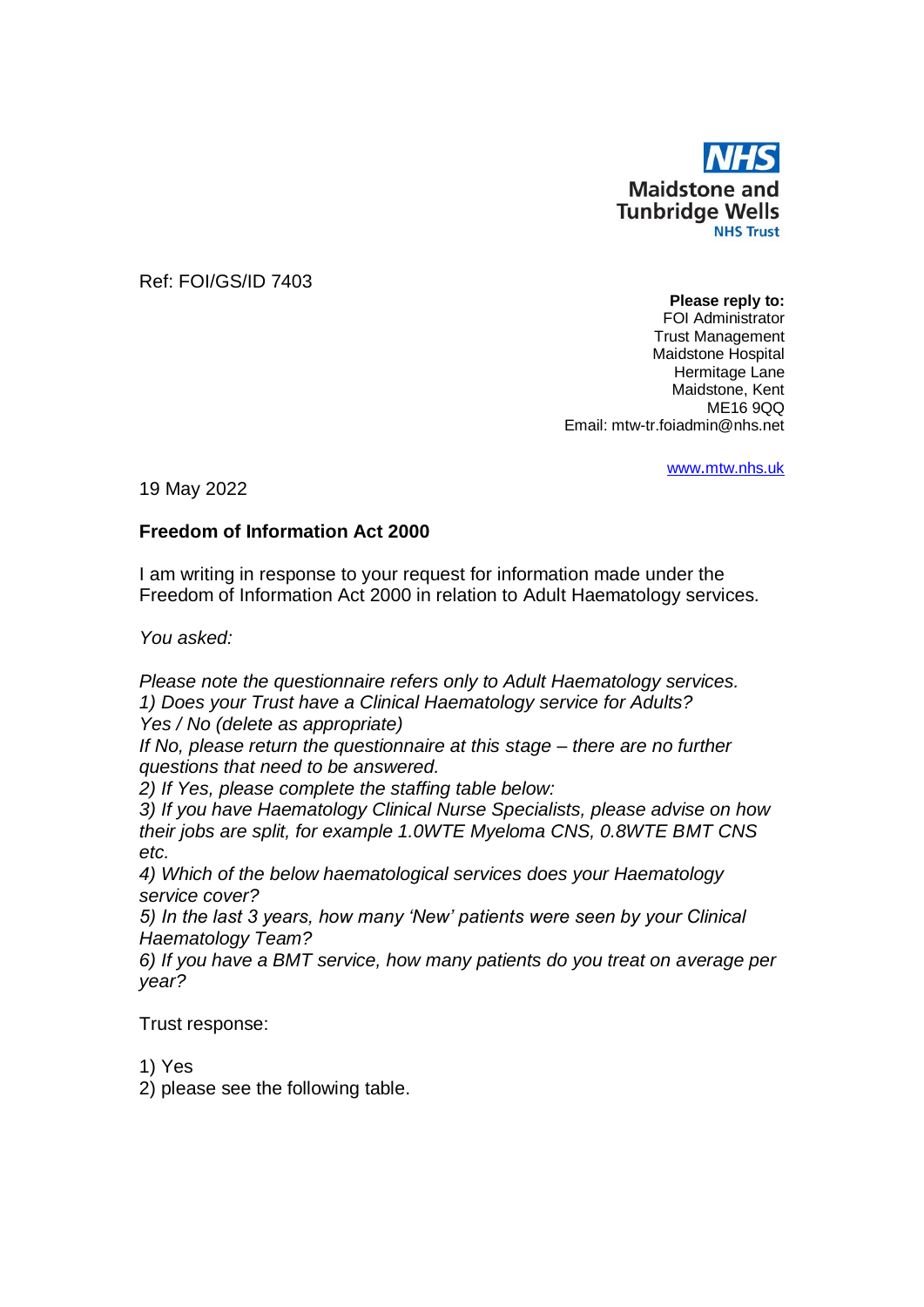**NHS**
**Maidstone and Tunbridge Wells**
**NHS Trust**

Ref: FOI/GS/ID 7403

**Please reply to:**
FOI Administrator
Trust Management
Maidstone Hospital
Hermitage Lane
Maidstone, Kent
ME16 9QQ
Email: mtw-tr.foiadmin@nhs.net

www.mtw.nhs.uk

19 May 2022

**Freedom of Information Act 2000**

I am writing in response to your request for information made under the Freedom of Information Act 2000 in relation to Adult Haematology services.

*You asked:*

*Please note the questionnaire refers only to Adult Haematology services.*
*1) Does your Trust have a Clinical Haematology service for Adults?*
*Yes / No (delete as appropriate)*
*If No, please return the questionnaire at this stage – there are no further questions that need to be answered.*
*2) If Yes, please complete the staffing table below:*
*3) If you have Haematology Clinical Nurse Specialists, please advise on how their jobs are split, for example 1.0WTE Myeloma CNS, 0.8WTE BMT CNS etc.*
*4) Which of the below haematological services does your Haematology service cover?*
*5) In the last 3 years, how many 'New' patients were seen by your Clinical Haematology Team?*
*6) If you have a BMT service, how many patients do you treat on average per year?*

Trust response:

1) Yes
2) please see the following table.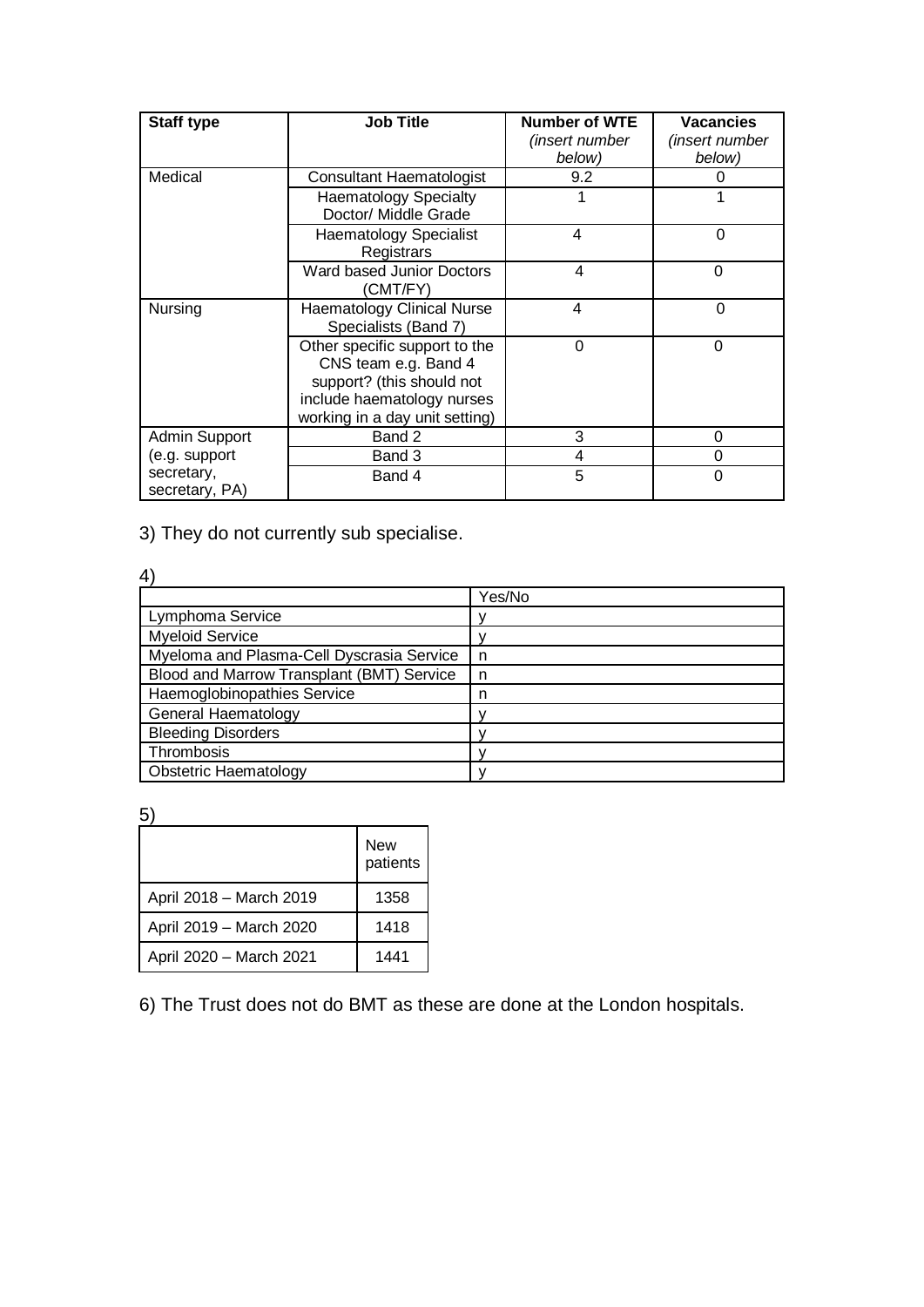| Staff type | Job Title | Number of WTE *(insert number below)* | Vacancies *(insert number below)* |
|---|---|---|---|
| Medical | Consultant Haematologist | 9.2 | 0 |
| | Haematology Specialty Doctor/ Middle Grade | 1 | 1 |
| | Haematology Specialist Registrars | 4 | 0 |
| | Ward based Junior Doctors (CMT/FY) | 4 | 0 |
| Nursing | Haematology Clinical Nurse Specialists (Band 7) | 4 | 0 |
| | Other specific support to the CNS team e.g. Band 4 support? (this should not include haematology nurses working in a day unit setting) | 0 | 0 |
| Admin Support (e.g. support secretary, secretary, PA) | Band 2 | 3 | 0 |
| | Band 3 | 4 | 0 |
| | Band 4 | 5 | 0 |

3) They do not currently sub specialise.

4)

| | Yes/No |
|---|---|
| Lymphoma Service | y |
| Myeloid Service | y |
| Myeloma and Plasma-Cell Dyscrasia Service | n |
| Blood and Marrow Transplant (BMT) Service | n |
| Haemoglobinopathies Service | n |
| General Haematology | y |
| Bleeding Disorders | y |
| Thrombosis | y |
| Obstetric Haematology | y |

5)

| | New patients |
|---|---|
| April 2018 – March 2019 | 1358 |
| April 2019 – March 2020 | 1418 |
| April 2020 – March 2021 | 1441 |

6) The Trust does not do BMT as these are done at the London hospitals.